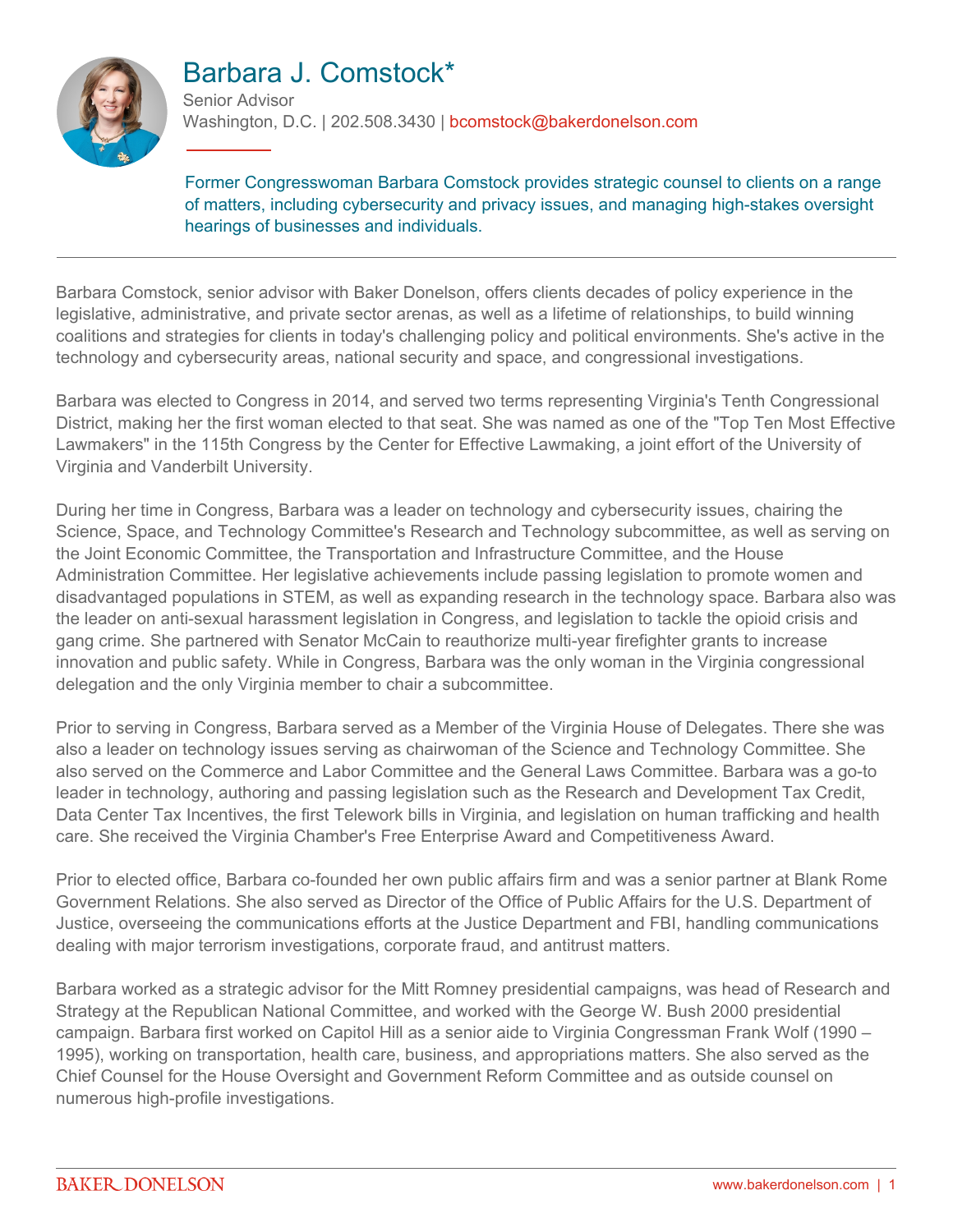# Barbara J. Comstock*

Senior Advisor
Washington, D.C. | 202.508.3430 | bcomstock@bakerdonelson.com

Former Congresswoman Barbara Comstock provides strategic counsel to clients on a range of matters, including cybersecurity and privacy issues, and managing high-stakes oversight hearings of businesses and individuals.

---

Barbara Comstock, senior advisor with Baker Donelson, offers clients decades of policy experience in the legislative, administrative, and private sector arenas, as well as a lifetime of relationships, to build winning coalitions and strategies for clients in today's challenging policy and political environments. She's active in the technology and cybersecurity areas, national security and space, and congressional investigations.

Barbara was elected to Congress in 2014, and served two terms representing Virginia's Tenth Congressional District, making her the first woman elected to that seat. She was named as one of the "Top Ten Most Effective Lawmakers" in the 115th Congress by the Center for Effective Lawmaking, a joint effort of the University of Virginia and Vanderbilt University.

During her time in Congress, Barbara was a leader on technology and cybersecurity issues, chairing the Science, Space, and Technology Committee's Research and Technology subcommittee, as well as serving on the Joint Economic Committee, the Transportation and Infrastructure Committee, and the House Administration Committee. Her legislative achievements include passing legislation to promote women and disadvantaged populations in STEM, as well as expanding research in the technology space. Barbara also was the leader on anti-sexual harassment legislation in Congress, and legislation to tackle the opioid crisis and gang crime. She partnered with Senator McCain to reauthorize multi-year firefighter grants to increase innovation and public safety. While in Congress, Barbara was the only woman in the Virginia congressional delegation and the only Virginia member to chair a subcommittee.

Prior to serving in Congress, Barbara served as a Member of the Virginia House of Delegates. There she was also a leader on technology issues serving as chairwoman of the Science and Technology Committee. She also served on the Commerce and Labor Committee and the General Laws Committee. Barbara was a go-to leader in technology, authoring and passing legislation such as the Research and Development Tax Credit, Data Center Tax Incentives, the first Telework bills in Virginia, and legislation on human trafficking and health care. She received the Virginia Chamber's Free Enterprise Award and Competitiveness Award.

Prior to elected office, Barbara co-founded her own public affairs firm and was a senior partner at Blank Rome Government Relations. She also served as Director of the Office of Public Affairs for the U.S. Department of Justice, overseeing the communications efforts at the Justice Department and FBI, handling communications dealing with major terrorism investigations, corporate fraud, and antitrust matters.

Barbara worked as a strategic advisor for the Mitt Romney presidential campaigns, was head of Research and Strategy at the Republican National Committee, and worked with the George W. Bush 2000 presidential campaign. Barbara first worked on Capitol Hill as a senior aide to Virginia Congressman Frank Wolf (1990 – 1995), working on transportation, health care, business, and appropriations matters. She also served as the Chief Counsel for the House Oversight and Government Reform Committee and as outside counsel on numerous high-profile investigations.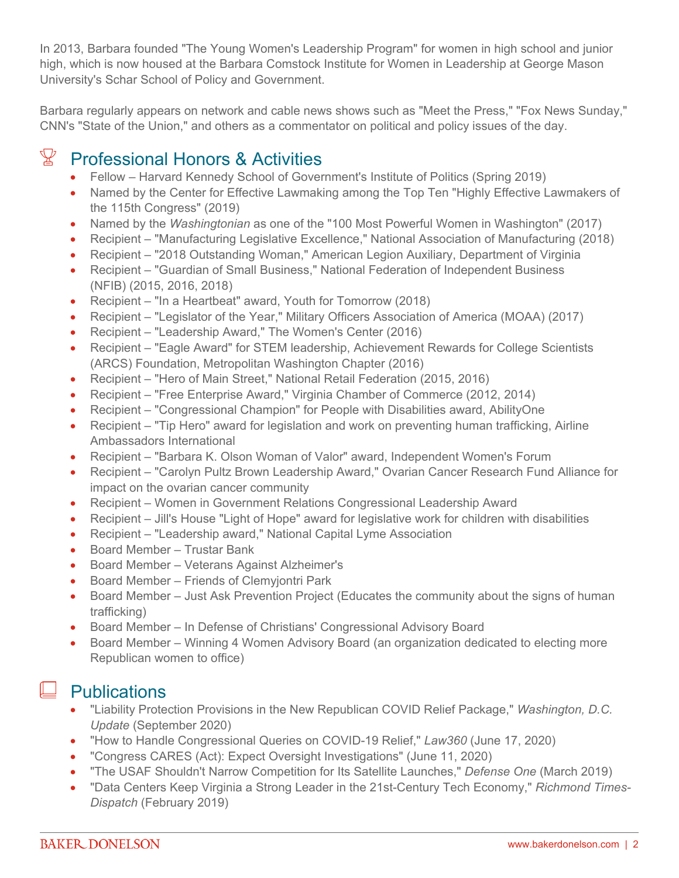In 2013, Barbara founded "The Young Women's Leadership Program" for women in high school and junior high, which is now housed at the Barbara Comstock Institute for Women in Leadership at George Mason University's Schar School of Policy and Government.

Barbara regularly appears on network and cable news shows such as "Meet the Press," "Fox News Sunday," CNN's "State of the Union," and others as a commentator on political and policy issues of the day.

## Professional Honors & Activities

- Fellow – Harvard Kennedy School of Government's Institute of Politics (Spring 2019)
- Named by the Center for Effective Lawmaking among the Top Ten "Highly Effective Lawmakers of the 115th Congress" (2019)
- Named by the *Washingtonian* as one of the "100 Most Powerful Women in Washington" (2017)
- Recipient – "Manufacturing Legislative Excellence," National Association of Manufacturing (2018)
- Recipient – "2018 Outstanding Woman," American Legion Auxiliary, Department of Virginia
- Recipient – "Guardian of Small Business," National Federation of Independent Business (NFIB) (2015, 2016, 2018)
- Recipient – "In a Heartbeat" award, Youth for Tomorrow (2018)
- Recipient – "Legislator of the Year," Military Officers Association of America (MOAA) (2017)
- Recipient – "Leadership Award," The Women's Center (2016)
- Recipient – "Eagle Award" for STEM leadership, Achievement Rewards for College Scientists (ARCS) Foundation, Metropolitan Washington Chapter (2016)
- Recipient – "Hero of Main Street," National Retail Federation (2015, 2016)
- Recipient – "Free Enterprise Award," Virginia Chamber of Commerce (2012, 2014)
- Recipient – "Congressional Champion" for People with Disabilities award, AbilityOne
- Recipient – "Tip Hero" award for legislation and work on preventing human trafficking, Airline Ambassadors International
- Recipient – "Barbara K. Olson Woman of Valor" award, Independent Women's Forum
- Recipient – "Carolyn Pultz Brown Leadership Award," Ovarian Cancer Research Fund Alliance for impact on the ovarian cancer community
- Recipient – Women in Government Relations Congressional Leadership Award
- Recipient – Jill's House "Light of Hope" award for legislative work for children with disabilities
- Recipient – "Leadership award," National Capital Lyme Association
- Board Member – Trustar Bank
- Board Member – Veterans Against Alzheimer's
- Board Member – Friends of Clemyjontri Park
- Board Member – Just Ask Prevention Project (Educates the community about the signs of human trafficking)
- Board Member – In Defense of Christians' Congressional Advisory Board
- Board Member – Winning 4 Women Advisory Board (an organization dedicated to electing more Republican women to office)

## Publications

- "Liability Protection Provisions in the New Republican COVID Relief Package," *Washington, D.C. Update* (September 2020)
- "How to Handle Congressional Queries on COVID-19 Relief," *Law360* (June 17, 2020)
- "Congress CARES (Act): Expect Oversight Investigations" (June 11, 2020)
- "The USAF Shouldn't Narrow Competition for Its Satellite Launches," *Defense One* (March 2019)
- "Data Centers Keep Virginia a Strong Leader in the 21st-Century Tech Economy," *Richmond Times-Dispatch* (February 2019)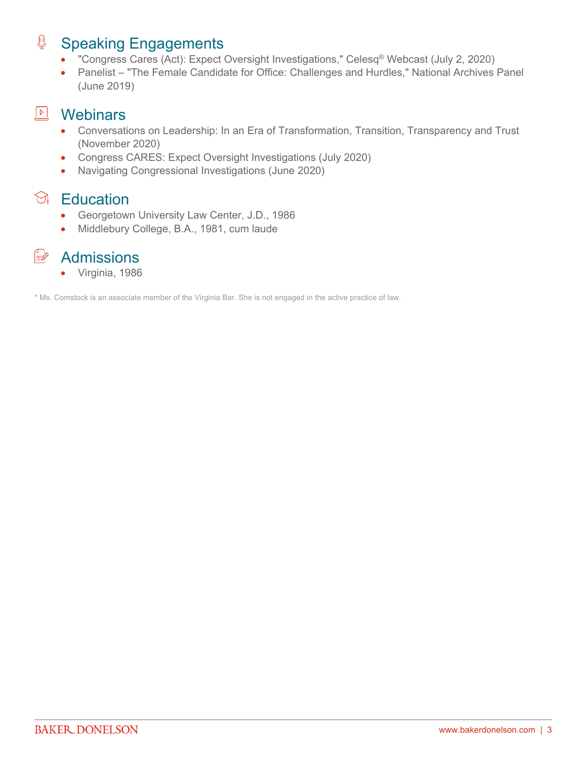## Speaking Engagements

- "Congress Cares (Act): Expect Oversight Investigations," Celesq® Webcast (July 2, 2020)
- Panelist – "The Female Candidate for Office: Challenges and Hurdles," National Archives Panel (June 2019)

## Webinars

- Conversations on Leadership: In an Era of Transformation, Transition, Transparency and Trust (November 2020)
- Congress CARES: Expect Oversight Investigations (July 2020)
- Navigating Congressional Investigations (June 2020)

## Education

- Georgetown University Law Center, J.D., 1986
- Middlebury College, B.A., 1981, cum laude

## Admissions

- Virginia, 1986

* Ms. Comstock is an associate member of the Virginia Bar. She is not engaged in the active practice of law.